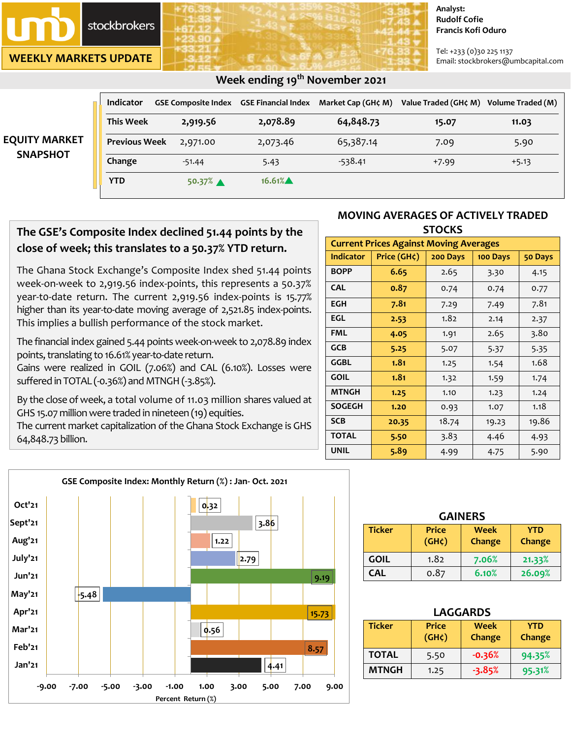# umb stockbrokers

## WEEKLY MARKETS UPDATE

Analyst:
Rudolf Cofie
Francis Kofi Oduro

Tel: +233 (0)30 225 1137
Email: stockbrokers@umbcapital.com

### Week ending 19th November 2021

## EQUITY MARKET SNAPSHOT

| Indicator | GSE Composite Index | GSE Financial Index | Market Cap (GH¢ M) | Value Traded (GH¢ M) | Volume Traded (M) |
|---|---|---|---|---|---|
| This Week | 2,919.56 | 2,078.89 | 64,848.73 | 15.07 | 11.03 |
| Previous Week | 2,971.00 | 2,073.46 | 65,387.14 | 7.09 | 5.90 |
| Change | -51.44 | 5.43 | -538.41 | +7.99 | +5.13 |
| YTD | 50.37% ▲ | 16.61%▲ | | | |

### The GSE's Composite Index declined 51.44 points by the close of week; this translates to a 50.37% YTD return.

The Ghana Stock Exchange's Composite Index shed 51.44 points week-on-week to 2,919.56 index-points, this represents a 50.37% year-to-date return. The current 2,919.56 index-points is 15.77% higher than its year-to-date moving average of 2,521.85 index-points. This implies a bullish performance of the stock market.

The financial index gained 5.44 points week-on-week to 2,078.89 index points, translating to 16.61% year-to-date return.
Gains were realized in GOIL (7.06%) and CAL (6.10%). Losses were suffered in TOTAL (-0.36%) and MTNGH (-3.85%).

By the close of week, a total volume of 11.03 million shares valued at GHS 15.07 million were traded in nineteen (19) equities.
The current market capitalization of the Ghana Stock Exchange is GHS 64,848.73 billion.

## MOVING AVERAGES OF ACTIVELY TRADED STOCKS

| Current Prices Against Moving Averages | | | | |
|---|---|---|---|---|
| Indicator | Price (GH¢) | 200 Days | 100 Days | 50 Days |
| BOPP | 6.65 | 2.65 | 3.30 | 4.15 |
| CAL | 0.87 | 0.74 | 0.74 | 0.77 |
| EGH | 7.81 | 7.29 | 7.49 | 7.81 |
| EGL | 2.53 | 1.82 | 2.14 | 2.37 |
| FML | 4.05 | 1.91 | 2.65 | 3.80 |
| GCB | 5.25 | 5.07 | 5.37 | 5.35 |
| GGBL | 1.81 | 1.25 | 1.54 | 1.68 |
| GOIL | 1.81 | 1.32 | 1.59 | 1.74 |
| MTNGH | 1.25 | 1.10 | 1.23 | 1.24 |
| SOGEGH | 1.20 | 0.93 | 1.07 | 1.18 |
| SCB | 20.35 | 18.74 | 19.23 | 19.86 |
| TOTAL | 5.50 | 3.83 | 4.46 | 4.93 |
| UNIL | 5.89 | 4.99 | 4.75 | 5.90 |

### GSE Composite Index: Monthly Return (%) : Jan- Oct. 2021

| Month | Return (%) |
|---|---|
| Oct'21 | 0.32 |
| Sept'21 | 3.86 |
| Aug'21 | 1.22 |
| July'21 | 2.79 |
| Jun'21 | 9.19 |
| May'21 | -5.48 |
| Apr'21 | 15.73 |
| Mar'21 | 0.56 |
| Feb'21 | 8.57 |
| Jan'21 | 4.41 |

Percent Return (%)

## GAINERS

| Ticker | Price (GH¢) | Week Change | YTD Change |
|---|---|---|---|
| GOIL | 1.82 | 7.06% | 21.33% |
| CAL | 0.87 | 6.10% | 26.09% |

## LAGGARDS

| Ticker | Price (GH¢) | Week Change | YTD Change |
|---|---|---|---|
| TOTAL | 5.50 | -0.36% | 94.35% |
| MTNGH | 1.25 | -3.85% | 95.31% |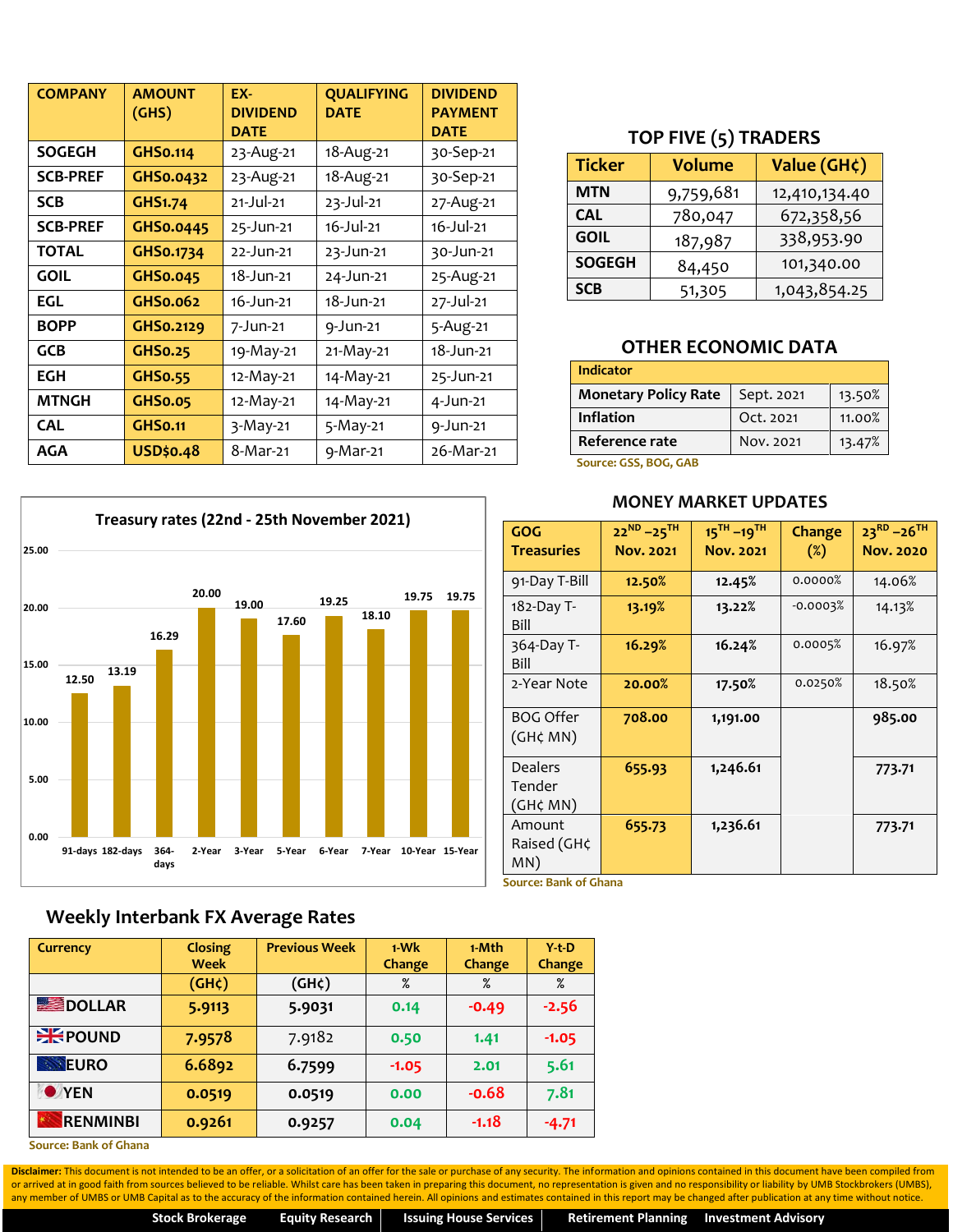| COMPANY | AMOUNT (GHS) | EX-DIVIDEND DATE | QUALIFYING DATE | DIVIDEND PAYMENT DATE |
|---|---|---|---|---|
| SOGEGH | GHS0.114 | 23-Aug-21 | 18-Aug-21 | 30-Sep-21 |
| SCB-PREF | GHS0.0432 | 23-Aug-21 | 18-Aug-21 | 30-Sep-21 |
| SCB | GHS1.74 | 21-Jul-21 | 23-Jul-21 | 27-Aug-21 |
| SCB-PREF | GHS0.0445 | 25-Jun-21 | 16-Jul-21 | 16-Jul-21 |
| TOTAL | GHS0.1734 | 22-Jun-21 | 23-Jun-21 | 30-Jun-21 |
| GOIL | GHS0.045 | 18-Jun-21 | 24-Jun-21 | 25-Aug-21 |
| EGL | GHS0.062 | 16-Jun-21 | 18-Jun-21 | 27-Jul-21 |
| BOPP | GHS0.2129 | 7-Jun-21 | 9-Jun-21 | 5-Aug-21 |
| GCB | GHS0.25 | 19-May-21 | 21-May-21 | 18-Jun-21 |
| EGH | GHS0.55 | 12-May-21 | 14-May-21 | 25-Jun-21 |
| MTNGH | GHS0.05 | 12-May-21 | 14-May-21 | 4-Jun-21 |
| CAL | GHS0.11 | 3-May-21 | 5-May-21 | 9-Jun-21 |
| AGA | USD$0.48 | 8-Mar-21 | 9-Mar-21 | 26-Mar-21 |

## TOP FIVE (5) TRADERS

| Ticker | Volume | Value (GH¢) |
|---|---|---|
| MTN | 9,759,681 | 12,410,134.40 |
| CAL | 780,047 | 672,358,56 |
| GOIL | 187,987 | 338,953.90 |
| SOGEGH | 84,450 | 101,340.00 |
| SCB | 51,305 | 1,043,854.25 |

## OTHER ECONOMIC DATA

| Indicator | | |
|---|---|---|
| Monetary Policy Rate | Sept. 2021 | 13.50% |
| Inflation | Oct. 2021 | 11.00% |
| Reference rate | Nov. 2021 | 13.47% |

Source: GSS, BOG, GAB

Treasury rates (22nd - 25th November 2021)

25.00
20.00
15.00
10.00
5.00
0.00

12.50 13.19 16.29 20.00 19.00 17.60 19.25 18.10 19.75 19.75

91-days 182-days 364-days 2-Year 3-Year 5-Year 6-Year 7-Year 10-Year 15-Year

## MONEY MARKET UPDATES

| GOG Treasuries | 22ND –25TH Nov. 2021 | 15TH –19TH Nov. 2021 | Change (%) | 23RD –26TH Nov. 2020 |
|---|---|---|---|---|
| 91-Day T-Bill | 12.50% | 12.45% | 0.0000% | 14.06% |
| 182-Day T-Bill | 13.19% | 13.22% | -0.0003% | 14.13% |
| 364-Day T-Bill | 16.29% | 16.24% | 0.0005% | 16.97% |
| 2-Year Note | 20.00% | 17.50% | 0.0250% | 18.50% |
| BOG Offer (GH¢ MN) | 708.00 | 1,191.00 | | 985.00 |
| Dealers Tender (GH¢ MN) | 655.93 | 1,246.61 | | 773.71 |
| Amount Raised (GH¢ MN) | 655.73 | 1,236.61 | | 773.71 |

Source: Bank of Ghana

## Weekly Interbank FX Average Rates

| Currency | Closing Week | Previous Week | 1-Wk Change | 1-Mth Change | Y-t-D Change |
|---|---|---|---|---|---|
| | (GH¢) | (GH¢) | % | % | % |
| DOLLAR | 5.9113 | 5.9031 | 0.14 | -0.49 | -2.56 |
| POUND | 7.9578 | 7.9182 | 0.50 | 1.41 | -1.05 |
| EURO | 6.6892 | 6.7599 | -1.05 | 2.01 | 5.61 |
| YEN | 0.0519 | 0.0519 | 0.00 | -0.68 | 7.81 |
| RENMINBI | 0.9261 | 0.9257 | 0.04 | -1.18 | -4.71 |

Source: Bank of Ghana

**Disclaimer:** This document is not intended to be an offer, or a solicitation of an offer for the sale or purchase of any security. The information and opinions contained in this document have been compiled from or arrived at in good faith from sources believed to be reliable. Whilst care has been taken in preparing this document, no representation is given and no responsibility or liability by UMB Stockbrokers (UMBS), any member of UMBS or UMB Capital as to the accuracy of the information contained herein. All opinions and estimates contained in this report may be changed after publication at any time without notice.

Stock Brokerage | Equity Research | Issuing House Services | Retirement Planning | Investment Advisory